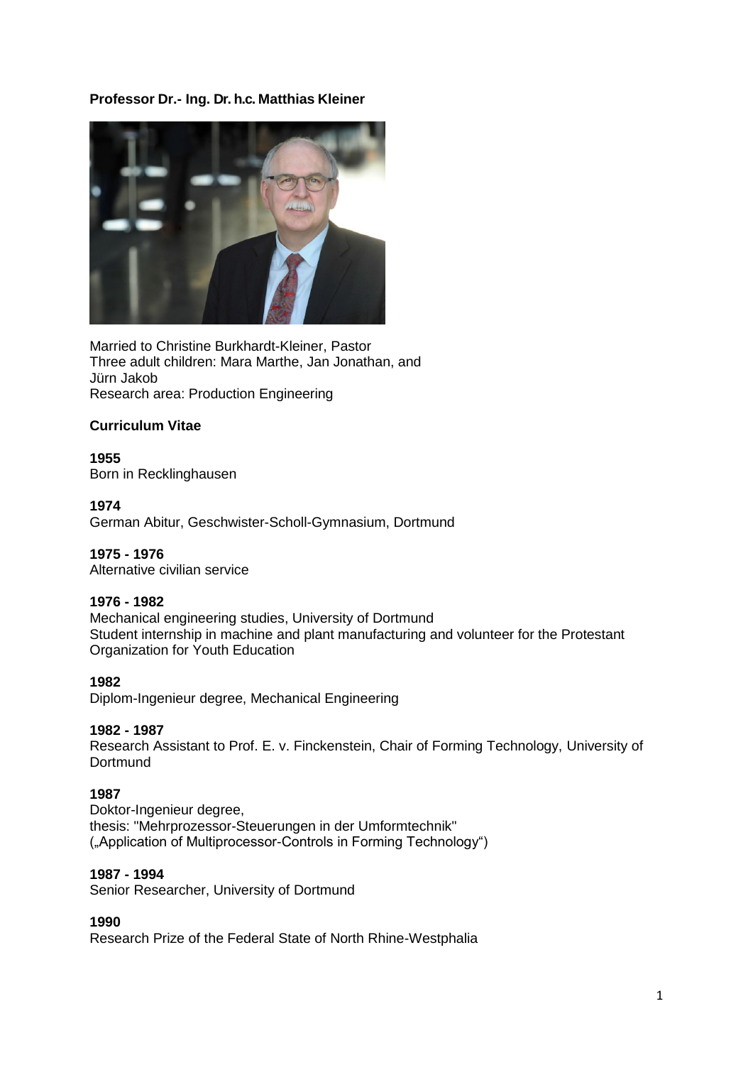**Professor Dr.- Ing. Dr. h.c. Matthias Kleiner**

Married to Christine Burkhardt-Kleiner, Pastor
Three adult children: Mara Marthe, Jan Jonathan, and Jürn Jakob
Research area: Production Engineering

**Curriculum Vitae**

**1955**
Born in Recklinghausen

**1974**
German Abitur, Geschwister-Scholl-Gymnasium, Dortmund

**1975 - 1976**
Alternative civilian service

**1976 - 1982**
Mechanical engineering studies, University of Dortmund
Student internship in machine and plant manufacturing and volunteer for the Protestant Organization for Youth Education

**1982**
Diplom-Ingenieur degree, Mechanical Engineering

**1982 - 1987**
Research Assistant to Prof. E. v. Finckenstein, Chair of Forming Technology, University of Dortmund

**1987**
Doktor-Ingenieur degree,
thesis: "Mehrprozessor-Steuerungen in der Umformtechnik"
(„Application of Multiprocessor-Controls in Forming Technology")

**1987 - 1994**
Senior Researcher, University of Dortmund

**1990**
Research Prize of the Federal State of North Rhine-Westphalia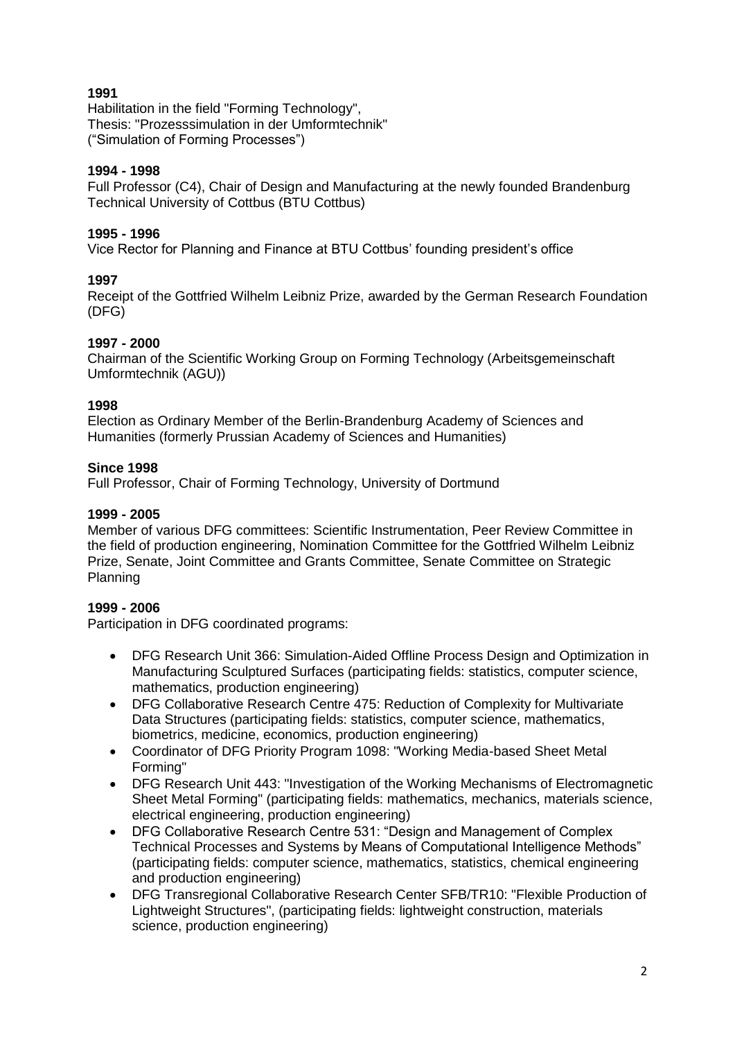**1991**
Habilitation in the field "Forming Technology",
Thesis: "Prozesssimulation in der Umformtechnik"
("Simulation of Forming Processes")

**1994 - 1998**
Full Professor (C4), Chair of Design and Manufacturing at the newly founded Brandenburg Technical University of Cottbus (BTU Cottbus)

**1995 - 1996**
Vice Rector for Planning and Finance at BTU Cottbus' founding president's office

**1997**
Receipt of the Gottfried Wilhelm Leibniz Prize, awarded by the German Research Foundation (DFG)

**1997 - 2000**
Chairman of the Scientific Working Group on Forming Technology (Arbeitsgemeinschaft Umformtechnik (AGU))

**1998**
Election as Ordinary Member of the Berlin-Brandenburg Academy of Sciences and Humanities (formerly Prussian Academy of Sciences and Humanities)

**Since 1998**
Full Professor, Chair of Forming Technology, University of Dortmund

**1999 - 2005**
Member of various DFG committees: Scientific Instrumentation, Peer Review Committee in the field of production engineering, Nomination Committee for the Gottfried Wilhelm Leibniz Prize, Senate, Joint Committee and Grants Committee, Senate Committee on Strategic Planning

**1999 - 2006**
Participation in DFG coordinated programs:

- DFG Research Unit 366: Simulation-Aided Offline Process Design and Optimization in Manufacturing Sculptured Surfaces (participating fields: statistics, computer science, mathematics, production engineering)
- DFG Collaborative Research Centre 475: Reduction of Complexity for Multivariate Data Structures (participating fields: statistics, computer science, mathematics, biometrics, medicine, economics, production engineering)
- Coordinator of DFG Priority Program 1098: "Working Media-based Sheet Metal Forming"
- DFG Research Unit 443: "Investigation of the Working Mechanisms of Electromagnetic Sheet Metal Forming" (participating fields: mathematics, mechanics, materials science, electrical engineering, production engineering)
- DFG Collaborative Research Centre 531: "Design and Management of Complex Technical Processes and Systems by Means of Computational Intelligence Methods" (participating fields: computer science, mathematics, statistics, chemical engineering and production engineering)
- DFG Transregional Collaborative Research Center SFB/TR10: "Flexible Production of Lightweight Structures", (participating fields: lightweight construction, materials science, production engineering)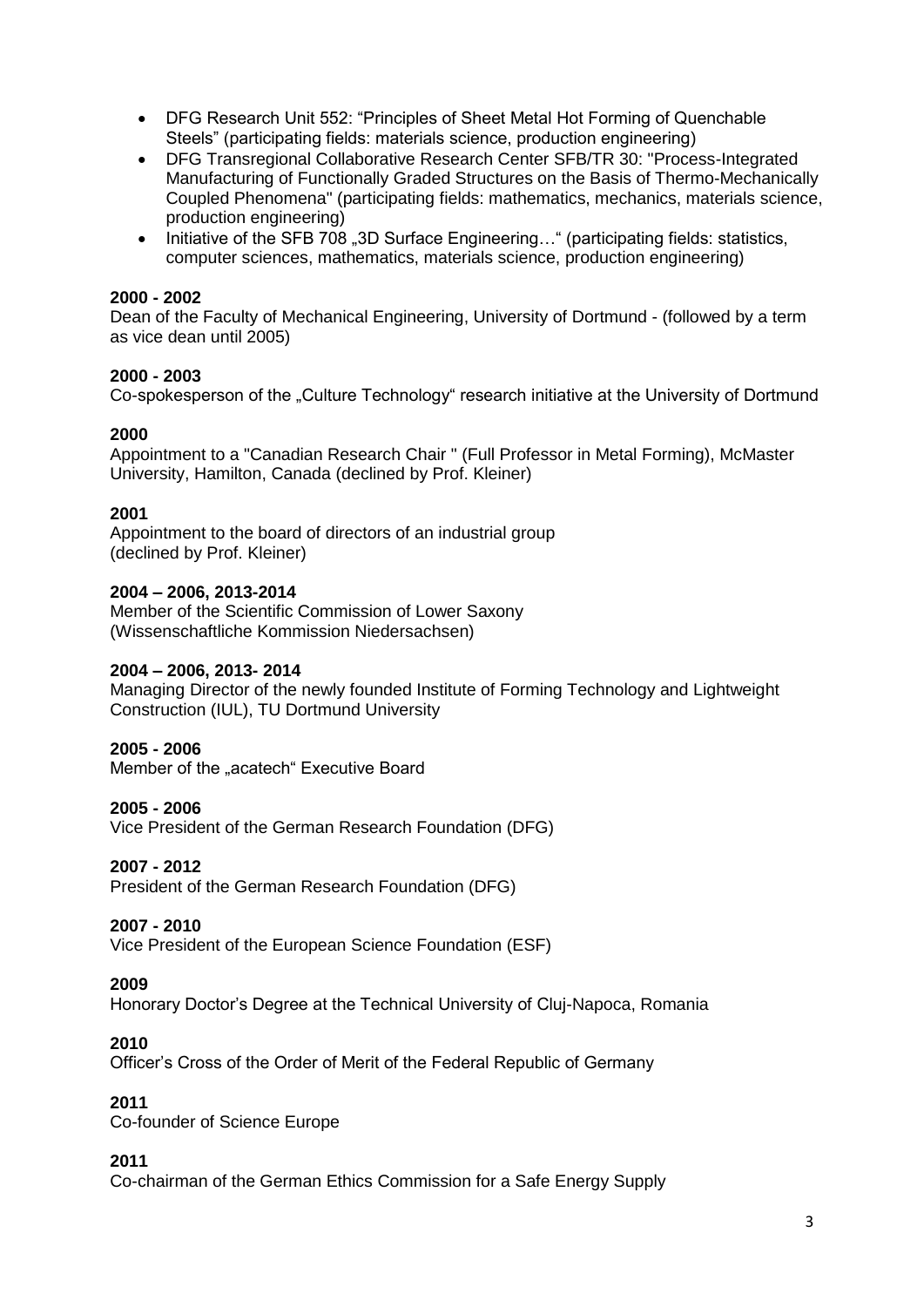- DFG Research Unit 552: “Principles of Sheet Metal Hot Forming of Quenchable Steels” (participating fields: materials science, production engineering)
- DFG Transregional Collaborative Research Center SFB/TR 30: "Process-Integrated Manufacturing of Functionally Graded Structures on the Basis of Thermo-Mechanically Coupled Phenomena" (participating fields: mathematics, mechanics, materials science, production engineering)
- Initiative of the SFB 708 „3D Surface Engineering…“ (participating fields: statistics, computer sciences, mathematics, materials science, production engineering)

**2000 - 2002**
Dean of the Faculty of Mechanical Engineering, University of Dortmund - (followed by a term as vice dean until 2005)

**2000 - 2003**
Co-spokesperson of the „Culture Technology“ research initiative at the University of Dortmund

**2000**
Appointment to a "Canadian Research Chair " (Full Professor in Metal Forming), McMaster University, Hamilton, Canada (declined by Prof. Kleiner)

**2001**
Appointment to the board of directors of an industrial group (declined by Prof. Kleiner)

**2004 – 2006, 2013-2014**
Member of the Scientific Commission of Lower Saxony (Wissenschaftliche Kommission Niedersachsen)

**2004 – 2006, 2013- 2014**
Managing Director of the newly founded Institute of Forming Technology and Lightweight Construction (IUL), TU Dortmund University

**2005 - 2006**
Member of the „acatech“ Executive Board

**2005 - 2006**
Vice President of the German Research Foundation (DFG)

**2007 - 2012**
President of the German Research Foundation (DFG)

**2007 - 2010**
Vice President of the European Science Foundation (ESF)

**2009**
Honorary Doctor’s Degree at the Technical University of Cluj-Napoca, Romania

**2010**
Officer’s Cross of the Order of Merit of the Federal Republic of Germany

**2011**
Co-founder of Science Europe

**2011**
Co-chairman of the German Ethics Commission for a Safe Energy Supply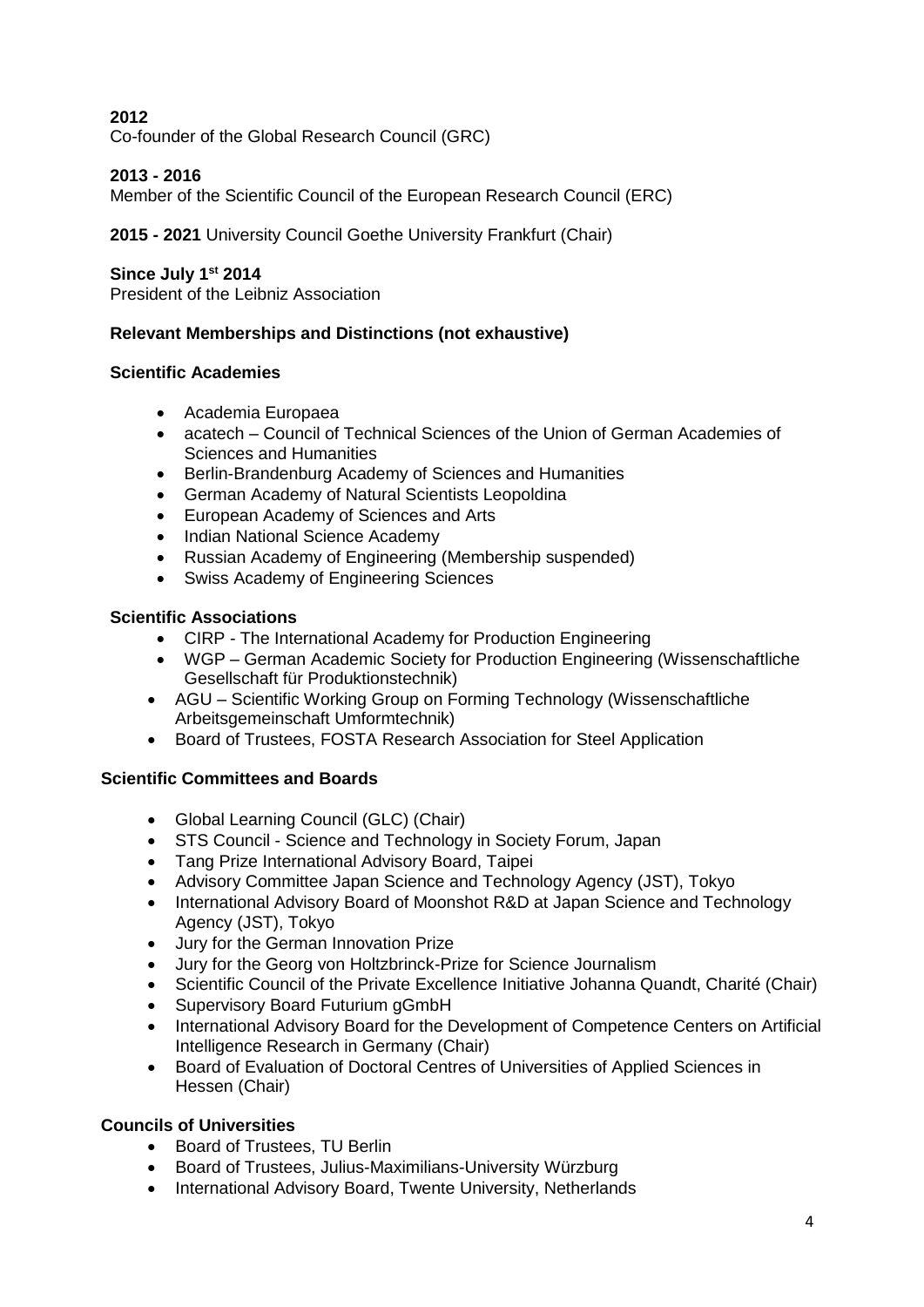**2012**
Co-founder of the Global Research Council (GRC)

**2013 - 2016**
Member of the Scientific Council of the European Research Council (ERC)

**2015 - 2021** University Council Goethe University Frankfurt (Chair)

**Since July 1st 2014**
President of the Leibniz Association

## Relevant Memberships and Distinctions (not exhaustive)

### Scientific Academies

- Academia Europaea
- acatech – Council of Technical Sciences of the Union of German Academies of Sciences and Humanities
- Berlin-Brandenburg Academy of Sciences and Humanities
- German Academy of Natural Scientists Leopoldina
- European Academy of Sciences and Arts
- Indian National Science Academy
- Russian Academy of Engineering (Membership suspended)
- Swiss Academy of Engineering Sciences

### Scientific Associations

- CIRP - The International Academy for Production Engineering
- WGP – German Academic Society for Production Engineering (Wissenschaftliche Gesellschaft für Produktionstechnik)
- AGU – Scientific Working Group on Forming Technology (Wissenschaftliche Arbeitsgemeinschaft Umformtechnik)
- Board of Trustees, FOSTA Research Association for Steel Application

### Scientific Committees and Boards

- Global Learning Council (GLC) (Chair)
- STS Council - Science and Technology in Society Forum, Japan
- Tang Prize International Advisory Board, Taipei
- Advisory Committee Japan Science and Technology Agency (JST), Tokyo
- International Advisory Board of Moonshot R&D at Japan Science and Technology Agency (JST), Tokyo
- Jury for the German Innovation Prize
- Jury for the Georg von Holtzbrinck-Prize for Science Journalism
- Scientific Council of the Private Excellence Initiative Johanna Quandt, Charité (Chair)
- Supervisory Board Futurium gGmbH
- International Advisory Board for the Development of Competence Centers on Artificial Intelligence Research in Germany (Chair)
- Board of Evaluation of Doctoral Centres of Universities of Applied Sciences in Hessen (Chair)

### Councils of Universities

- Board of Trustees, TU Berlin
- Board of Trustees, Julius-Maximilians-University Würzburg
- International Advisory Board, Twente University, Netherlands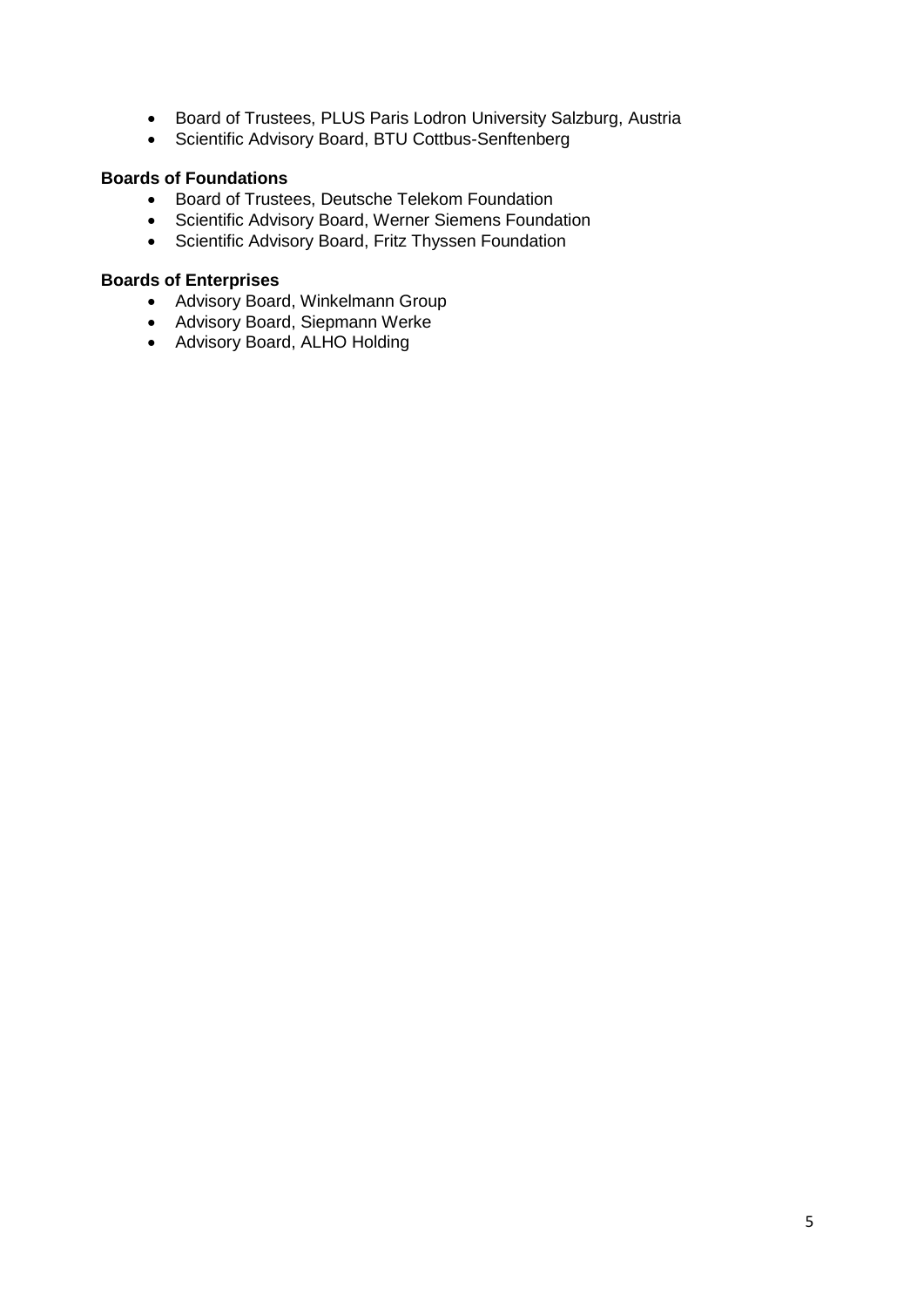- Board of Trustees, PLUS Paris Lodron University Salzburg, Austria
- Scientific Advisory Board, BTU Cottbus-Senftenberg

**Boards of Foundations**

- Board of Trustees, Deutsche Telekom Foundation
- Scientific Advisory Board, Werner Siemens Foundation
- Scientific Advisory Board, Fritz Thyssen Foundation

**Boards of Enterprises**

- Advisory Board, Winkelmann Group
- Advisory Board, Siepmann Werke
- Advisory Board, ALHO Holding